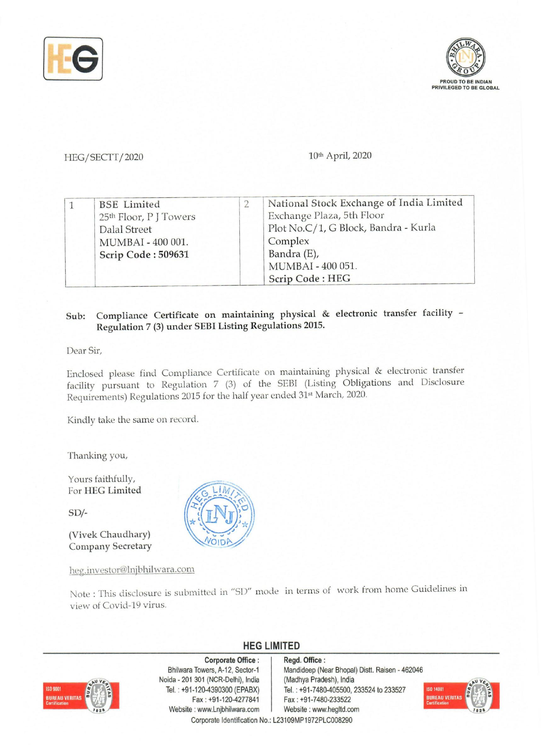HEG/SECTT/2020

10th April, 2020

| 1 | BSE Limited<br>25th Floor, P J Towers<br>Dalal Street<br>MUMBAI - 400 001.<br>**Scrip Code : 509631** | 2 | National Stock Exchange of India Limited<br>Exchange Plaza, 5th Floor<br>Plot No.C/1, G Block, Bandra - Kurla Complex<br>Bandra (E),<br>MUMBAI - 400 051.<br>**Scrip Code : HEG** |
|---|---|---|---|

**Sub: Compliance Certificate on maintaining physical & electronic transfer facility – Regulation 7 (3) under SEBI Listing Regulations 2015.**

Dear Sir,

Enclosed please find Compliance Certificate on maintaining physical & electronic transfer facility pursuant to Regulation 7 (3) of the SEBI (Listing Obligations and Disclosure Requirements) Regulations 2015 for the half year ended 31st March, 2020.

Kindly take the same on record.

Thanking you,

Yours faithfully,
For **HEG Limited**

SD/-

(Vivek Chaudhary)
Company Secretary

heg.investor@lnjbhilwara.com

Note : This disclosure is submitted in "SD" mode in terms of work from home Guidelines in view of Covid-19 virus.

**HEG LIMITED**

**Corporate Office :** Bhilwara Towers, A-12, Sector-1, Noida - 201 301 (NCR-Delhi), India. Tel. : +91-120-4390300 (EPABX), Fax : +91-120-4277841, Website : www.Lnjbhilwara.com

**Regd. Office :** Mandideep (Near Bhopal) Distt. Raisen - 462046 (Madhya Pradesh), India. Tel. : +91-7480-405500, 233524 to 233527, Fax : +91-7480-233522, Website : www.hegltd.com

Corporate Identification No.: L23109MP1972PLC008290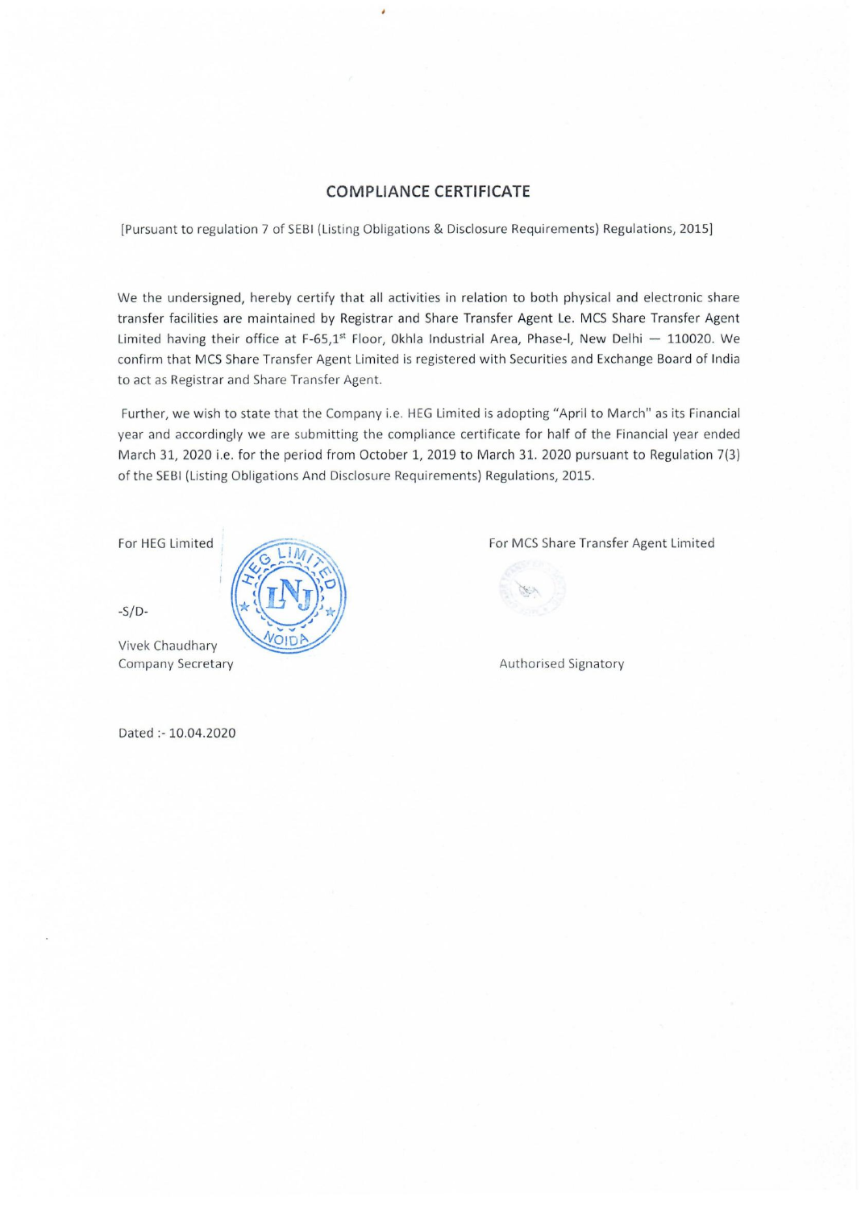# COMPLIANCE CERTIFICATE

[Pursuant to regulation 7 of SEBI (Listing Obligations & Disclosure Requirements) Regulations, 2015]

We the undersigned, hereby certify that all activities in relation to both physical and electronic share transfer facilities are maintained by Registrar and Share Transfer Agent Le. MCS Share Transfer Agent Limited having their office at F-65,1st Floor, Okhla Industrial Area, Phase-I, New Delhi — 110020. We confirm that MCS Share Transfer Agent Limited is registered with Securities and Exchange Board of India to act as Registrar and Share Transfer Agent.

Further, we wish to state that the Company i.e. HEG Limited is adopting "April to March" as its Financial year and accordingly we are submitting the compliance certificate for half of the Financial year ended March 31, 2020 i.e. for the period from October 1, 2019 to March 31. 2020 pursuant to Regulation 7(3) of the SEBI (Listing Obligations And Disclosure Requirements) Regulations, 2015.

For HEG Limited

-S/D-

Vivek Chaudhary
Company Secretary

For MCS Share Transfer Agent Limited

Authorised Signatory

Dated :- 10.04.2020